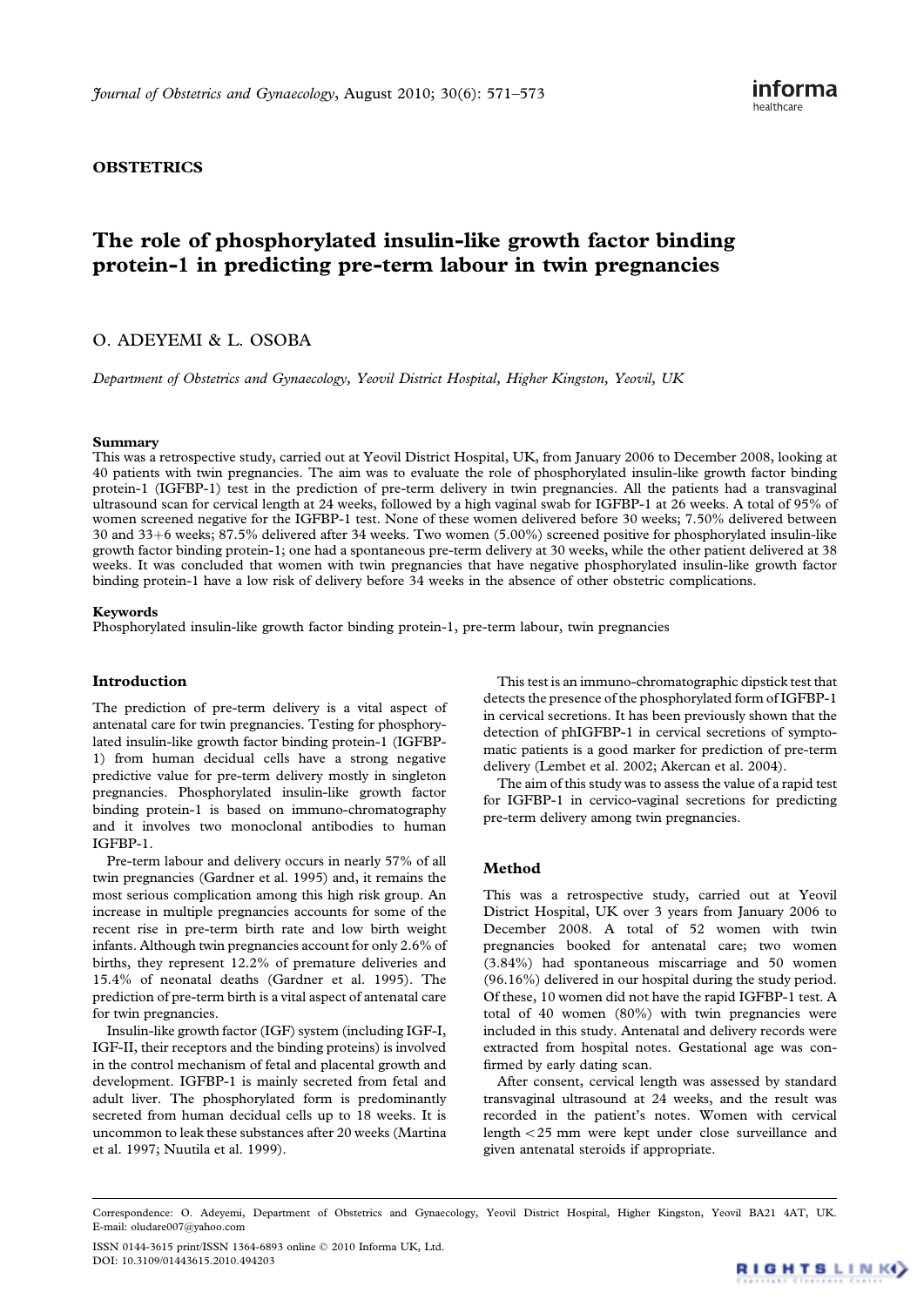**OBSTETRICS**

# The role of phosphorylated insulin-like growth factor binding protein-1 in predicting pre-term labour in twin pregnancies

O. ADEYEMI & L. OSOBA

*Department of Obstetrics and Gynaecology, Yeovil District Hospital, Higher Kingston, Yeovil, UK*

### Summary

This was a retrospective study, carried out at Yeovil District Hospital, UK, from January 2006 to December 2008, looking at 40 patients with twin pregnancies. The aim was to evaluate the role of phosphorylated insulin-like growth factor binding protein-1 (IGFBP-1) test in the prediction of pre-term delivery in twin pregnancies. All the patients had a transvaginal ultrasound scan for cervical length at 24 weeks, followed by a high vaginal swab for IGFBP-1 at 26 weeks. A total of 95% of women screened negative for the IGFBP-1 test. None of these women delivered before 30 weeks; 7.50% delivered between 30 and 33+6 weeks; 87.5% delivered after 34 weeks. Two women (5.00%) screened positive for phosphorylated insulin-like growth factor binding protein-1; one had a spontaneous pre-term delivery at 30 weeks, while the other patient delivered at 38 weeks. It was concluded that women with twin pregnancies that have negative phosphorylated insulin-like growth factor binding protein-1 have a low risk of delivery before 34 weeks in the absence of other obstetric complications.

### Keywords

Phosphorylated insulin-like growth factor binding protein-1, pre-term labour, twin pregnancies

## Introduction

The prediction of pre-term delivery is a vital aspect of antenatal care for twin pregnancies. Testing for phosphorylated insulin-like growth factor binding protein-1 (IGFBP-1) from human decidual cells have a strong negative predictive value for pre-term delivery mostly in singleton pregnancies. Phosphorylated insulin-like growth factor binding protein-1 is based on immuno-chromatography and it involves two monoclonal antibodies to human IGFBP-1.

Pre-term labour and delivery occurs in nearly 57% of all twin pregnancies (Gardner et al. 1995) and, it remains the most serious complication among this high risk group. An increase in multiple pregnancies accounts for some of the recent rise in pre-term birth rate and low birth weight infants. Although twin pregnancies account for only 2.6% of births, they represent 12.2% of premature deliveries and 15.4% of neonatal deaths (Gardner et al. 1995). The prediction of pre-term birth is a vital aspect of antenatal care for twin pregnancies.

Insulin-like growth factor (IGF) system (including IGF-I, IGF-II, their receptors and the binding proteins) is involved in the control mechanism of fetal and placental growth and development. IGFBP-1 is mainly secreted from fetal and adult liver. The phosphorylated form is predominantly secreted from human decidual cells up to 18 weeks. It is uncommon to leak these substances after 20 weeks (Martina et al. 1997; Nuutila et al. 1999).

This test is an immuno-chromatographic dipstick test that detects the presence of the phosphorylated form of IGFBP-1 in cervical secretions. It has been previously shown that the detection of phIGFBP-1 in cervical secretions of symptomatic patients is a good marker for prediction of pre-term delivery (Lembet et al. 2002; Akercan et al. 2004).

The aim of this study was to assess the value of a rapid test for IGFBP-1 in cervico-vaginal secretions for predicting pre-term delivery among twin pregnancies.

## Method

This was a retrospective study, carried out at Yeovil District Hospital, UK over 3 years from January 2006 to December 2008. A total of 52 women with twin pregnancies booked for antenatal care; two women (3.84%) had spontaneous miscarriage and 50 women (96.16%) delivered in our hospital during the study period. Of these, 10 women did not have the rapid IGFBP-1 test. A total of 40 women (80%) with twin pregnancies were included in this study. Antenatal and delivery records were extracted from hospital notes. Gestational age was confirmed by early dating scan.

After consent, cervical length was assessed by standard transvaginal ultrasound at 24 weeks, and the result was recorded in the patient's notes. Women with cervical length <25 mm were kept under close surveillance and given antenatal steroids if appropriate.

Correspondence: O. Adeyemi, Department of Obstetrics and Gynaecology, Yeovil District Hospital, Higher Kingston, Yeovil BA21 4AT, UK. E-mail: oludare007@yahoo.com

ISSN 0144-3615 print/ISSN 1364-6893 online © 2010 Informa UK, Ltd. DOI: 10.3109/01443615.2010.494203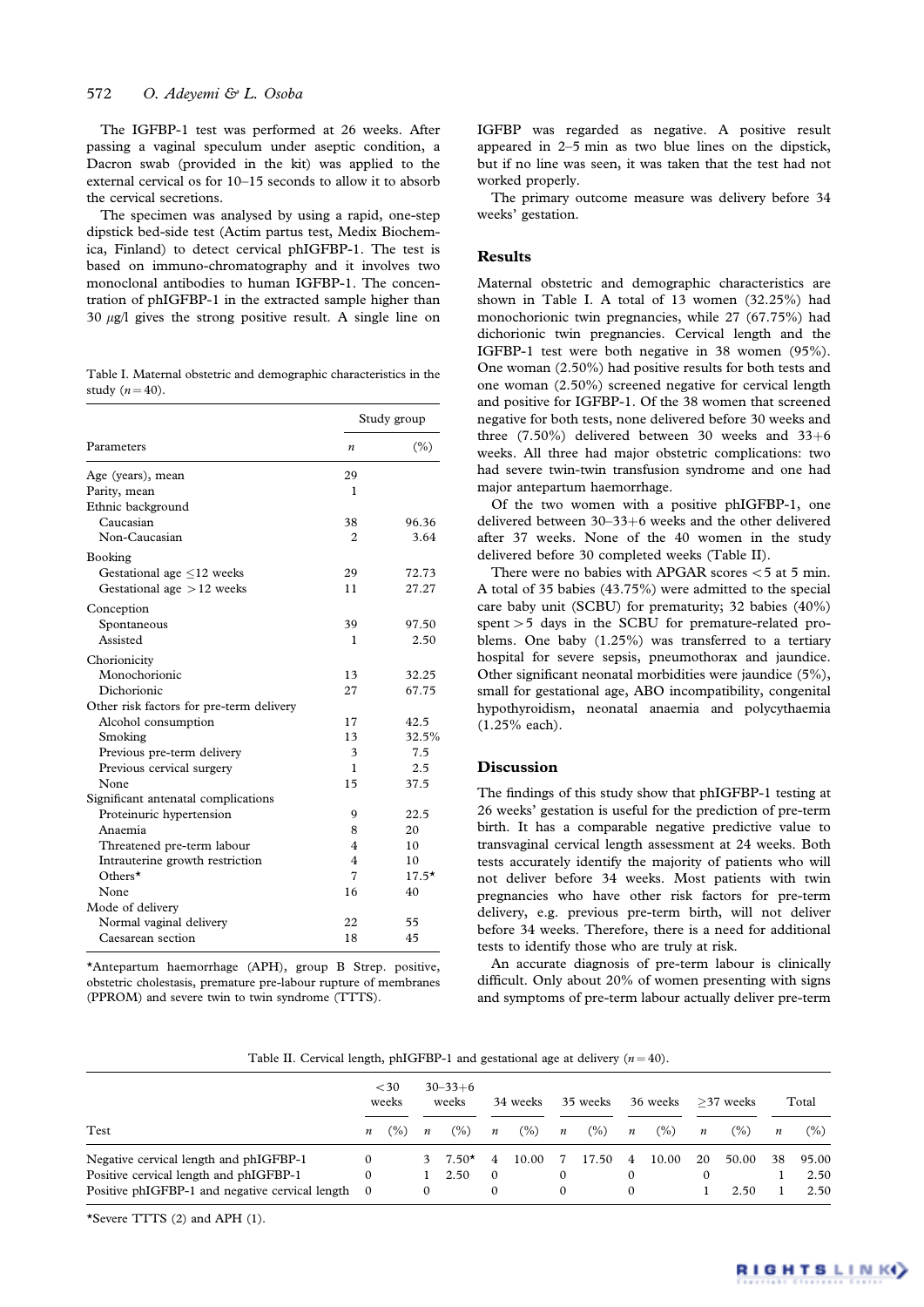The IGFBP-1 test was performed at 26 weeks. After passing a vaginal speculum under aseptic condition, a Dacron swab (provided in the kit) was applied to the external cervical os for 10–15 seconds to allow it to absorb the cervical secretions.

The specimen was analysed by using a rapid, one-step dipstick bed-side test (Actim partus test, Medix Biochemica, Finland) to detect cervical phIGFBP-1. The test is based on immuno-chromatography and it involves two monoclonal antibodies to human IGFBP-1. The concentration of phIGFBP-1 in the extracted sample higher than 30 $\mu$g/l gives the strong positive result. A single line on IGFBP was regarded as negative. A positive result appeared in 2–5 min as two blue lines on the dipstick, but if no line was seen, it was taken that the test had not worked properly.

The primary outcome measure was delivery before 34 weeks' gestation.

Table I. Maternal obstetric and demographic characteristics in the study ($n = 40$).

| Parameters | Study group *n* | (%) |
|---|---|---|
| Age (years), mean | 29 | |
| Parity, mean | 1 | |
| Ethnic background | | |
| Caucasian | 38 | 96.36 |
| Non-Caucasian | 2 | 3.64 |
| Booking | | |
| Gestational age ≤12 weeks | 29 | 72.73 |
| Gestational age >12 weeks | 11 | 27.27 |
| Conception | | |
| Spontaneous | 39 | 97.50 |
| Assisted | 1 | 2.50 |
| Chorionicity | | |
| Monochorionic | 13 | 32.25 |
| Dichorionic | 27 | 67.75 |
| Other risk factors for pre-term delivery | | |
| Alcohol consumption | 17 | 42.5 |
| Smoking | 13 | 32.5% |
| Previous pre-term delivery | 3 | 7.5 |
| Previous cervical surgery | 1 | 2.5 |
| None | 15 | 37.5 |
| Significant antenatal complications | | |
| Proteinuric hypertension | 9 | 22.5 |
| Anaemia | 8 | 20 |
| Threatened pre-term labour | 4 | 10 |
| Intrauterine growth restriction | 4 | 10 |
| Others* | 7 | 17.5* |
| None | 16 | 40 |
| Mode of delivery | | |
| Normal vaginal delivery | 22 | 55 |
| Caesarean section | 18 | 45 |

*Antepartum haemorrhage (APH), group B Strep. positive, obstetric cholestasis, premature pre-labour rupture of membranes (PPROM) and severe twin to twin syndrome (TTTS).

## Results

Maternal obstetric and demographic characteristics are shown in Table I. A total of 13 women (32.25%) had monochorionic twin pregnancies, while 27 (67.75%) had dichorionic twin pregnancies. Cervical length and the IGFBP-1 test were both negative in 38 women (95%). One woman (2.50%) had positive results for both tests and one woman (2.50%) screened negative for cervical length and positive for IGFBP-1. Of the 38 women that screened negative for both tests, none delivered before 30 weeks and three (7.50%) delivered between 30 weeks and 33+6 weeks. All three had major obstetric complications: two had severe twin-twin transfusion syndrome and one had major antepartum haemorrhage.

Of the two women with a positive phIGFBP-1, one delivered between 30–33+6 weeks and the other delivered after 37 weeks. None of the 40 women in the study delivered before 30 completed weeks (Table II).

There were no babies with APGAR scores <5 at 5 min. A total of 35 babies (43.75%) were admitted to the special care baby unit (SCBU) for prematurity; 32 babies (40%) spent >5 days in the SCBU for premature-related problems. One baby (1.25%) was transferred to a tertiary hospital for severe sepsis, pneumothorax and jaundice. Other significant neonatal morbidities were jaundice (5%), small for gestational age, ABO incompatibility, congenital hypothyroidism, neonatal anaemia and polycythaemia (1.25% each).

## Discussion

The findings of this study show that phIGFBP-1 testing at 26 weeks' gestation is useful for the prediction of pre-term birth. It has a comparable negative predictive value to transvaginal cervical length assessment at 24 weeks. Both tests accurately identify the majority of patients who will not deliver before 34 weeks. Most patients with twin pregnancies who have other risk factors for pre-term delivery, e.g. previous pre-term birth, will not deliver before 34 weeks. Therefore, there is a need for additional tests to identify those who are truly at risk.

An accurate diagnosis of pre-term labour is clinically difficult. Only about 20% of women presenting with signs and symptoms of pre-term labour actually deliver pre-term

Table II. Cervical length, phIGFBP-1 and gestational age at delivery ($n = 40$).

| Test | <30 weeks | | 30–33+6 weeks | | 34 weeks | | 35 weeks | | 36 weeks | | ≥37 weeks | | Total | |
|---|---|---|---|---|---|---|---|---|---|---|---|---|---|---|
| | *n* | (%) | *n* | (%) | *n* | (%) | *n* | (%) | *n* | (%) | *n* | (%) | *n* | (%) |
| Negative cervical length and phIGFBP-1 | 0 | | 3 | 7.50* | 4 | 10.00 | 7 | 17.50 | 4 | 10.00 | 20 | 50.00 | 38 | 95.00 |
| Positive cervical length and phIGFBP-1 | 0 | | 1 | 2.50 | 0 | | 0 | | 0 | | 0 | | 1 | 2.50 |
| Positive phIGFBP-1 and negative cervical length | 0 | | 0 | | 0 | | 0 | | 0 | | 1 | 2.50 | 1 | 2.50 |

*Severe TTTS (2) and APH (1).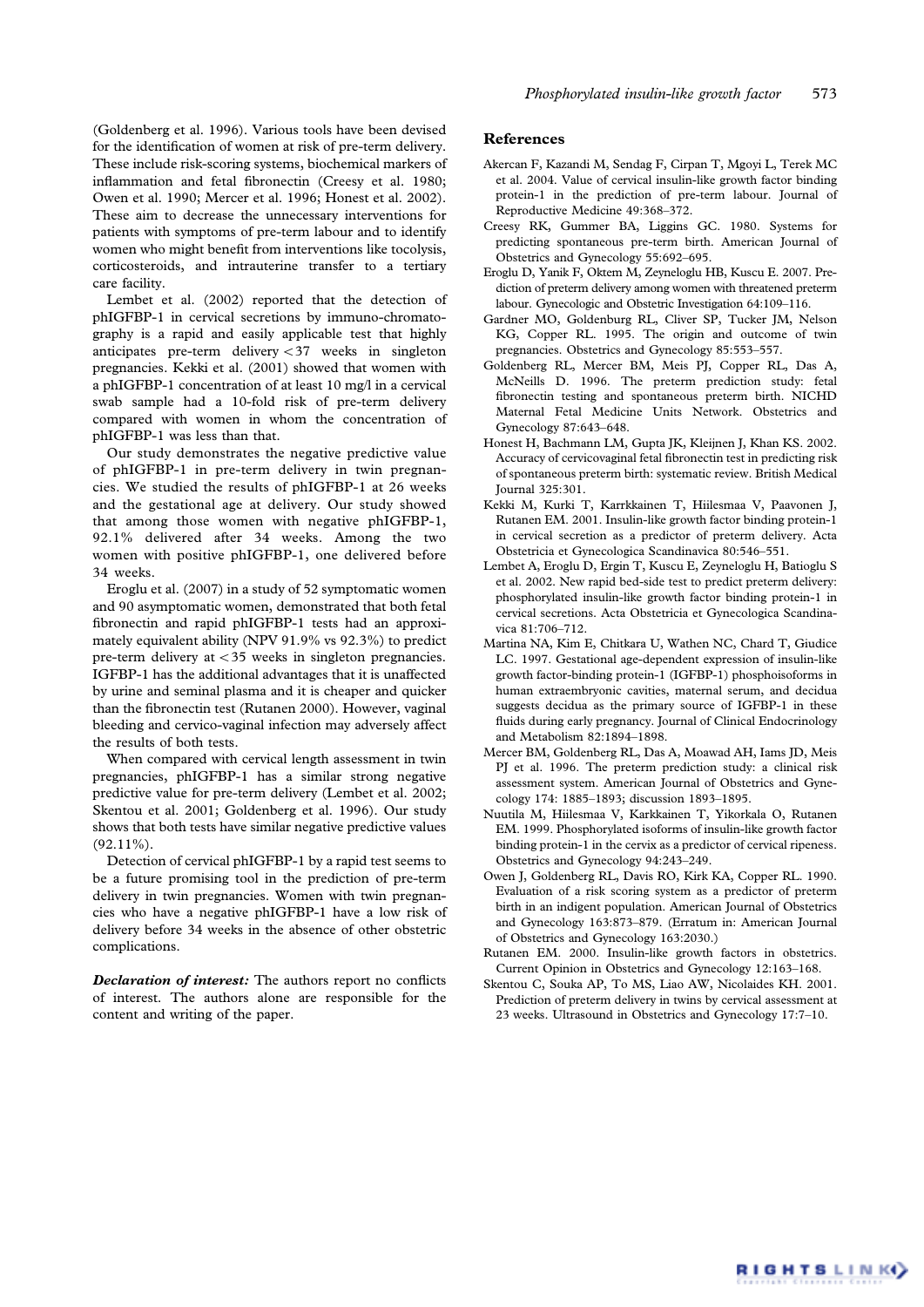(Goldenberg et al. 1996). Various tools have been devised for the identification of women at risk of pre-term delivery. These include risk-scoring systems, biochemical markers of inflammation and fetal fibronectin (Creesy et al. 1980; Owen et al. 1990; Mercer et al. 1996; Honest et al. 2002). These aim to decrease the unnecessary interventions for patients with symptoms of pre-term labour and to identify women who might benefit from interventions like tocolysis, corticosteroids, and intrauterine transfer to a tertiary care facility.

Lembet et al. (2002) reported that the detection of phIGFBP-1 in cervical secretions by immuno-chromatography is a rapid and easily applicable test that highly anticipates pre-term delivery <37 weeks in singleton pregnancies. Kekki et al. (2001) showed that women with a phIGFBP-1 concentration of at least 10 mg/l in a cervical swab sample had a 10-fold risk of pre-term delivery compared with women in whom the concentration of phIGFBP-1 was less than that.

Our study demonstrates the negative predictive value of phIGFBP-1 in pre-term delivery in twin pregnancies. We studied the results of phIGFBP-1 at 26 weeks and the gestational age at delivery. Our study showed that among those women with negative phIGFBP-1, 92.1% delivered after 34 weeks. Among the two women with positive phIGFBP-1, one delivered before 34 weeks.

Eroglu et al. (2007) in a study of 52 symptomatic women and 90 asymptomatic women, demonstrated that both fetal fibronectin and rapid phIGFBP-1 tests had an approximately equivalent ability (NPV 91.9% vs 92.3%) to predict pre-term delivery at <35 weeks in singleton pregnancies. IGFBP-1 has the additional advantages that it is unaffected by urine and seminal plasma and it is cheaper and quicker than the fibronectin test (Rutanen 2000). However, vaginal bleeding and cervico-vaginal infection may adversely affect the results of both tests.

When compared with cervical length assessment in twin pregnancies, phIGFBP-1 has a similar strong negative predictive value for pre-term delivery (Lembet et al. 2002; Skentou et al. 2001; Goldenberg et al. 1996). Our study shows that both tests have similar negative predictive values (92.11%).

Detection of cervical phIGFBP-1 by a rapid test seems to be a future promising tool in the prediction of pre-term delivery in twin pregnancies. Women with twin pregnancies who have a negative phIGFBP-1 have a low risk of delivery before 34 weeks in the absence of other obstetric complications.

***Declaration of interest:*** The authors report no conflicts of interest. The authors alone are responsible for the content and writing of the paper.

## References

Akercan F, Kazandi M, Sendag F, Cirpan T, Mgoyi L, Terek MC et al. 2004. Value of cervical insulin-like growth factor binding protein-1 in the prediction of pre-term labour. Journal of Reproductive Medicine 49:368–372.

Creesy RK, Gummer BA, Liggins GC. 1980. Systems for predicting spontaneous pre-term birth. American Journal of Obstetrics and Gynecology 55:692–695.

Eroglu D, Yanik F, Oktem M, Zeyneloglu HB, Kuscu E. 2007. Prediction of preterm delivery among women with threatened preterm labour. Gynecologic and Obstetric Investigation 64:109–116.

Gardner MO, Goldenburg RL, Cliver SP, Tucker JM, Nelson KG, Copper RL. 1995. The origin and outcome of twin pregnancies. Obstetrics and Gynecology 85:553–557.

Goldenberg RL, Mercer BM, Meis PJ, Copper RL, Das A, McNeills D. 1996. The preterm prediction study: fetal fibronectin testing and spontaneous preterm birth. NICHD Maternal Fetal Medicine Units Network. Obstetrics and Gynecology 87:643–648.

Honest H, Bachmann LM, Gupta JK, Kleijnen J, Khan KS. 2002. Accuracy of cervicovaginal fetal fibronectin test in predicting risk of spontaneous preterm birth: systematic review. British Medical Journal 325:301.

Kekki M, Kurki T, Karrkkainen T, Hiilesmaa V, Paavonen J, Rutanen EM. 2001. Insulin-like growth factor binding protein-1 in cervical secretion as a predictor of preterm delivery. Acta Obstetricia et Gynecologica Scandinavica 80:546–551.

Lembet A, Eroglu D, Ergin T, Kuscu E, Zeyneloglu H, Batioglu S et al. 2002. New rapid bed-side test to predict preterm delivery: phosphorylated insulin-like growth factor binding protein-1 in cervical secretions. Acta Obstetricia et Gynecologica Scandinavica 81:706–712.

Martina NA, Kim E, Chitkara U, Wathen NC, Chard T, Giudice LC. 1997. Gestational age-dependent expression of insulin-like growth factor-binding protein-1 (IGFBP-1) phosphoisoforms in human extraembryonic cavities, maternal serum, and decidua suggests decidua as the primary source of IGFBP-1 in these fluids during early pregnancy. Journal of Clinical Endocrinology and Metabolism 82:1894–1898.

Mercer BM, Goldenberg RL, Das A, Moawad AH, Iams JD, Meis PJ et al. 1996. The preterm prediction study: a clinical risk assessment system. American Journal of Obstetrics and Gynecology 174: 1885–1893; discussion 1893–1895.

Nuutila M, Hiilesmaa V, Karkkainen T, Yikorkala O, Rutanen EM. 1999. Phosphorylated isoforms of insulin-like growth factor binding protein-1 in the cervix as a predictor of cervical ripeness. Obstetrics and Gynecology 94:243–249.

Owen J, Goldenberg RL, Davis RO, Kirk KA, Copper RL. 1990. Evaluation of a risk scoring system as a predictor of preterm birth in an indigent population. American Journal of Obstetrics and Gynecology 163:873–879. (Erratum in: American Journal of Obstetrics and Gynecology 163:2030.)

Rutanen EM. 2000. Insulin-like growth factors in obstetrics. Current Opinion in Obstetrics and Gynecology 12:163–168.

Skentou C, Souka AP, To MS, Liao AW, Nicolaides KH. 2001. Prediction of preterm delivery in twins by cervical assessment at 23 weeks. Ultrasound in Obstetrics and Gynecology 17:7–10.